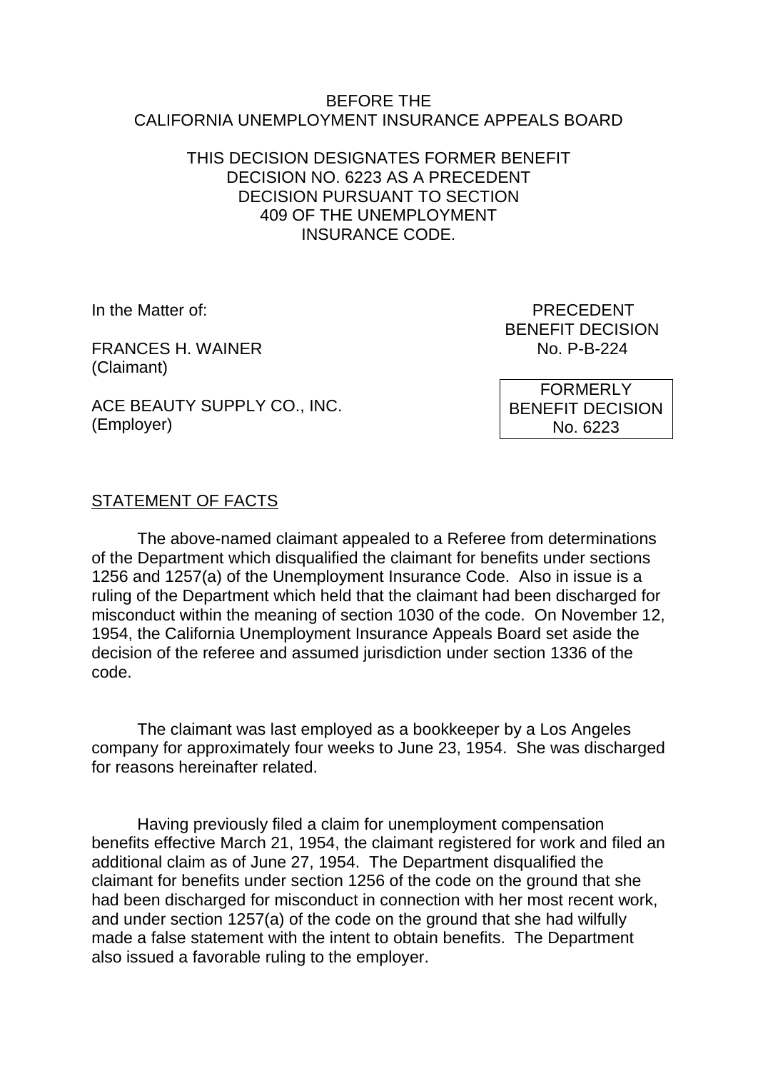BEFORE THE
CALIFORNIA UNEMPLOYMENT INSURANCE APPEALS BOARD

THIS DECISION DESIGNATES FORMER BENEFIT DECISION NO. 6223 AS A PRECEDENT DECISION PURSUANT TO SECTION 409 OF THE UNEMPLOYMENT INSURANCE CODE.

In the Matter of:

FRANCES H. WAINER
(Claimant)

ACE BEAUTY SUPPLY CO., INC.
(Employer)

PRECEDENT
BENEFIT DECISION
No. P-B-224

FORMERLY
BENEFIT DECISION
No. 6223

STATEMENT OF FACTS

The above-named claimant appealed to a Referee from determinations of the Department which disqualified the claimant for benefits under sections 1256 and 1257(a) of the Unemployment Insurance Code. Also in issue is a ruling of the Department which held that the claimant had been discharged for misconduct within the meaning of section 1030 of the code. On November 12, 1954, the California Unemployment Insurance Appeals Board set aside the decision of the referee and assumed jurisdiction under section 1336 of the code.

The claimant was last employed as a bookkeeper by a Los Angeles company for approximately four weeks to June 23, 1954. She was discharged for reasons hereinafter related.

Having previously filed a claim for unemployment compensation benefits effective March 21, 1954, the claimant registered for work and filed an additional claim as of June 27, 1954. The Department disqualified the claimant for benefits under section 1256 of the code on the ground that she had been discharged for misconduct in connection with her most recent work, and under section 1257(a) of the code on the ground that she had wilfully made a false statement with the intent to obtain benefits. The Department also issued a favorable ruling to the employer.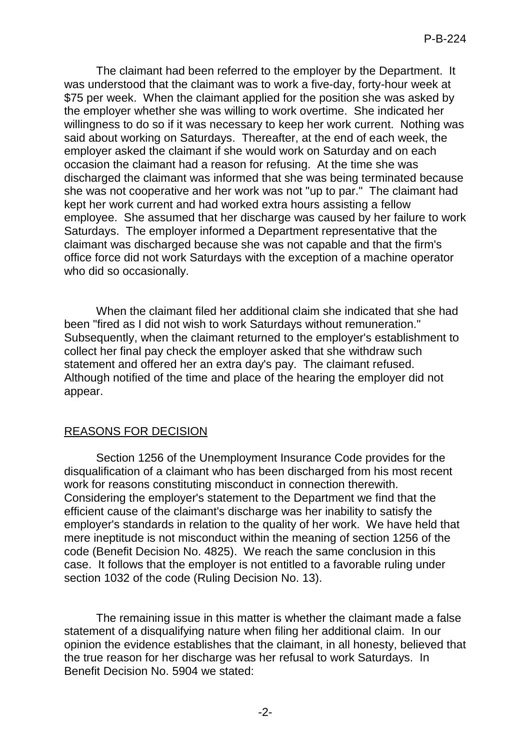The claimant had been referred to the employer by the Department. It was understood that the claimant was to work a five-day, forty-hour week at $75 per week. When the claimant applied for the position she was asked by the employer whether she was willing to work overtime. She indicated her willingness to do so if it was necessary to keep her work current. Nothing was said about working on Saturdays. Thereafter, at the end of each week, the employer asked the claimant if she would work on Saturday and on each occasion the claimant had a reason for refusing. At the time she was discharged the claimant was informed that she was being terminated because she was not cooperative and her work was not "up to par." The claimant had kept her work current and had worked extra hours assisting a fellow employee. She assumed that her discharge was caused by her failure to work Saturdays. The employer informed a Department representative that the claimant was discharged because she was not capable and that the firm's office force did not work Saturdays with the exception of a machine operator who did so occasionally.

When the claimant filed her additional claim she indicated that she had been "fired as I did not wish to work Saturdays without remuneration." Subsequently, when the claimant returned to the employer's establishment to collect her final pay check the employer asked that she withdraw such statement and offered her an extra day's pay. The claimant refused. Although notified of the time and place of the hearing the employer did not appear.

## REASONS FOR DECISION

Section 1256 of the Unemployment Insurance Code provides for the disqualification of a claimant who has been discharged from his most recent work for reasons constituting misconduct in connection therewith. Considering the employer's statement to the Department we find that the efficient cause of the claimant's discharge was her inability to satisfy the employer's standards in relation to the quality of her work. We have held that mere ineptitude is not misconduct within the meaning of section 1256 of the code (Benefit Decision No. 4825). We reach the same conclusion in this case. It follows that the employer is not entitled to a favorable ruling under section 1032 of the code (Ruling Decision No. 13).

The remaining issue in this matter is whether the claimant made a false statement of a disqualifying nature when filing her additional claim. In our opinion the evidence establishes that the claimant, in all honesty, believed that the true reason for her discharge was her refusal to work Saturdays. In Benefit Decision No. 5904 we stated: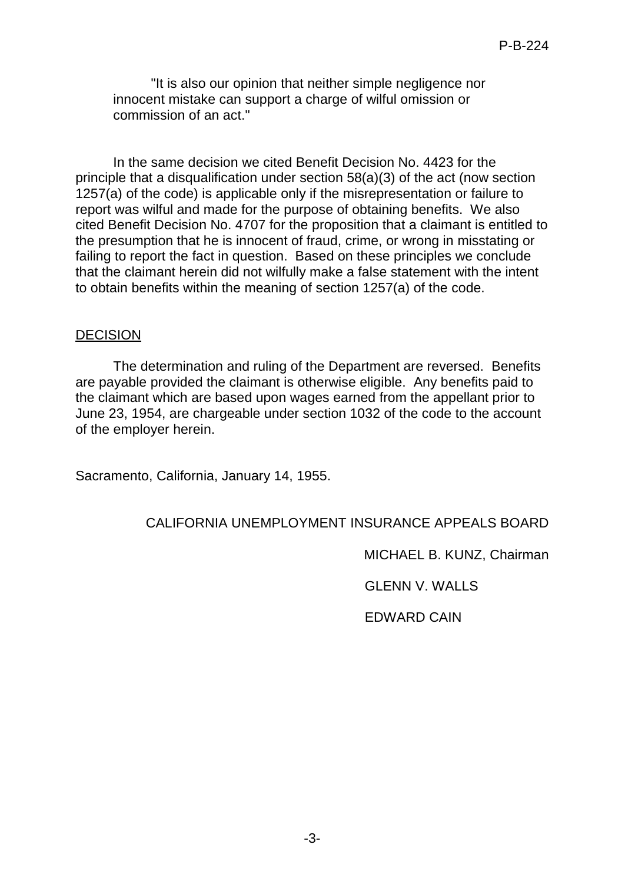> "It is also our opinion that neither simple negligence nor innocent mistake can support a charge of wilful omission or commission of an act."

In the same decision we cited Benefit Decision No. 4423 for the principle that a disqualification under section 58(a)(3) of the act (now section 1257(a) of the code) is applicable only if the misrepresentation or failure to report was wilful and made for the purpose of obtaining benefits. We also cited Benefit Decision No. 4707 for the proposition that a claimant is entitled to the presumption that he is innocent of fraud, crime, or wrong in misstating or failing to report the fact in question. Based on these principles we conclude that the claimant herein did not wilfully make a false statement with the intent to obtain benefits within the meaning of section 1257(a) of the code.

## DECISION

The determination and ruling of the Department are reversed. Benefits are payable provided the claimant is otherwise eligible. Any benefits paid to the claimant which are based upon wages earned from the appellant prior to June 23, 1954, are chargeable under section 1032 of the code to the account of the employer herein.

Sacramento, California, January 14, 1955.

CALIFORNIA UNEMPLOYMENT INSURANCE APPEALS BOARD

MICHAEL B. KUNZ, Chairman

GLENN V. WALLS

EDWARD CAIN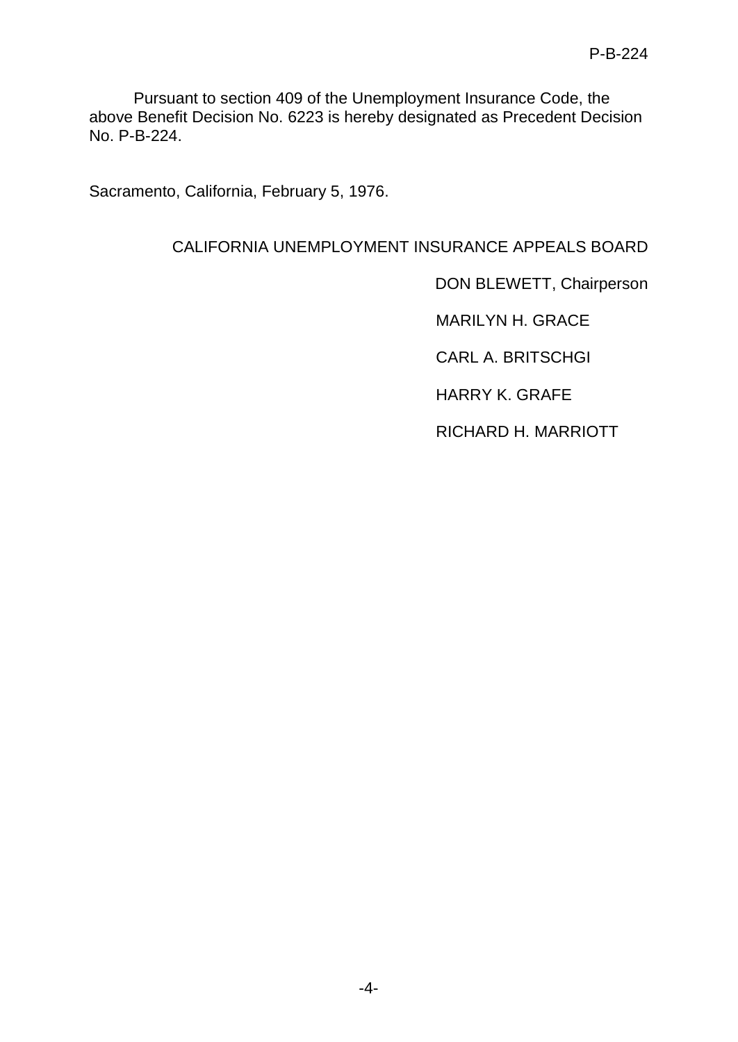Pursuant to section 409 of the Unemployment Insurance Code, the above Benefit Decision No. 6223 is hereby designated as Precedent Decision No. P-B-224.

Sacramento, California, February 5, 1976.

CALIFORNIA UNEMPLOYMENT INSURANCE APPEALS BOARD

DON BLEWETT, Chairperson

MARILYN H. GRACE

CARL A. BRITSCHGI

HARRY K. GRAFE

RICHARD H. MARRIOTT